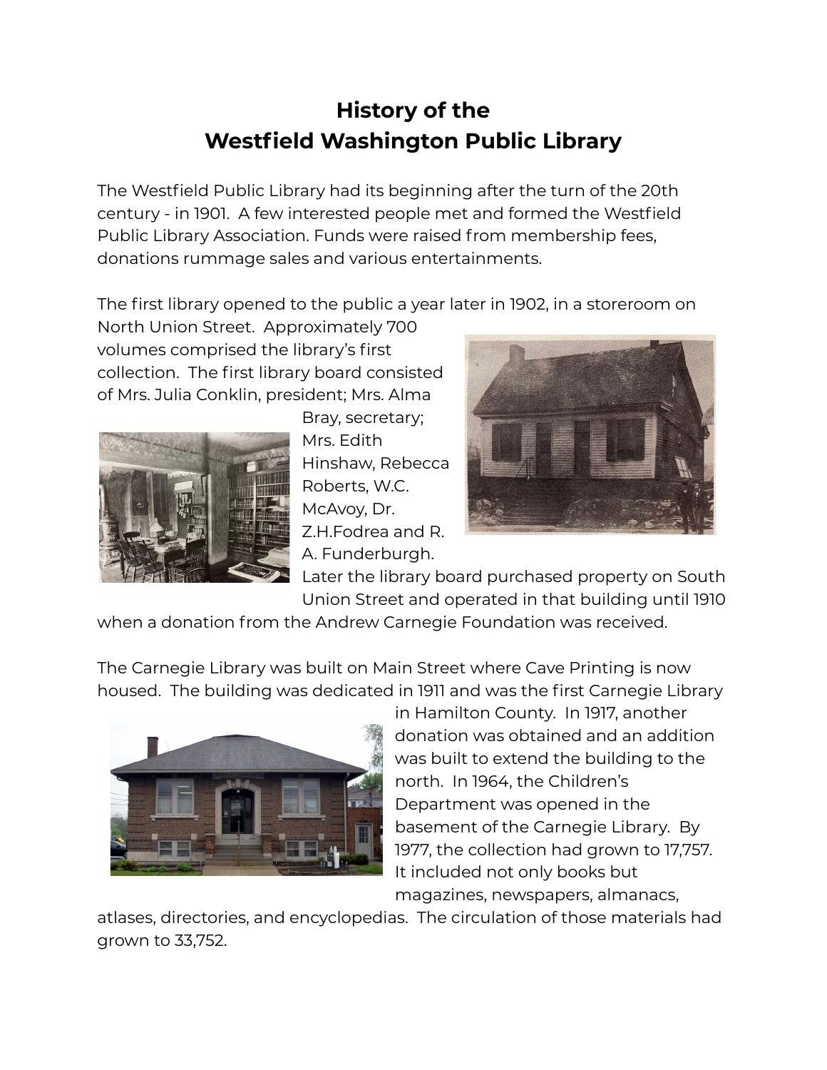# History of the
# Westfield Washington Public Library

The Westfield Public Library had its beginning after the turn of the 20th century - in 1901. A few interested people met and formed the Westfield Public Library Association. Funds were raised from membership fees, donations rummage sales and various entertainments.

The first library opened to the public a year later in 1902, in a storeroom on North Union Street. Approximately 700 volumes comprised the library's first collection. The first library board consisted of Mrs. Julia Conklin, president; Mrs. Alma Bray, secretary; Mrs. Edith Hinshaw, Rebecca Roberts, W.C. McAvoy, Dr. Z.H.Fodrea and R. A. Funderburgh. Later the library board purchased property on South Union Street and operated in that building until 1910 when a donation from the Andrew Carnegie Foundation was received.

The Carnegie Library was built on Main Street where Cave Printing is now housed. The building was dedicated in 1911 and was the first Carnegie Library in Hamilton County. In 1917, another donation was obtained and an addition was built to extend the building to the north. In 1964, the Children's Department was opened in the basement of the Carnegie Library. By 1977, the collection had grown to 17,757. It included not only books but magazines, newspapers, almanacs, atlases, directories, and encyclopedias. The circulation of those materials had grown to 33,752.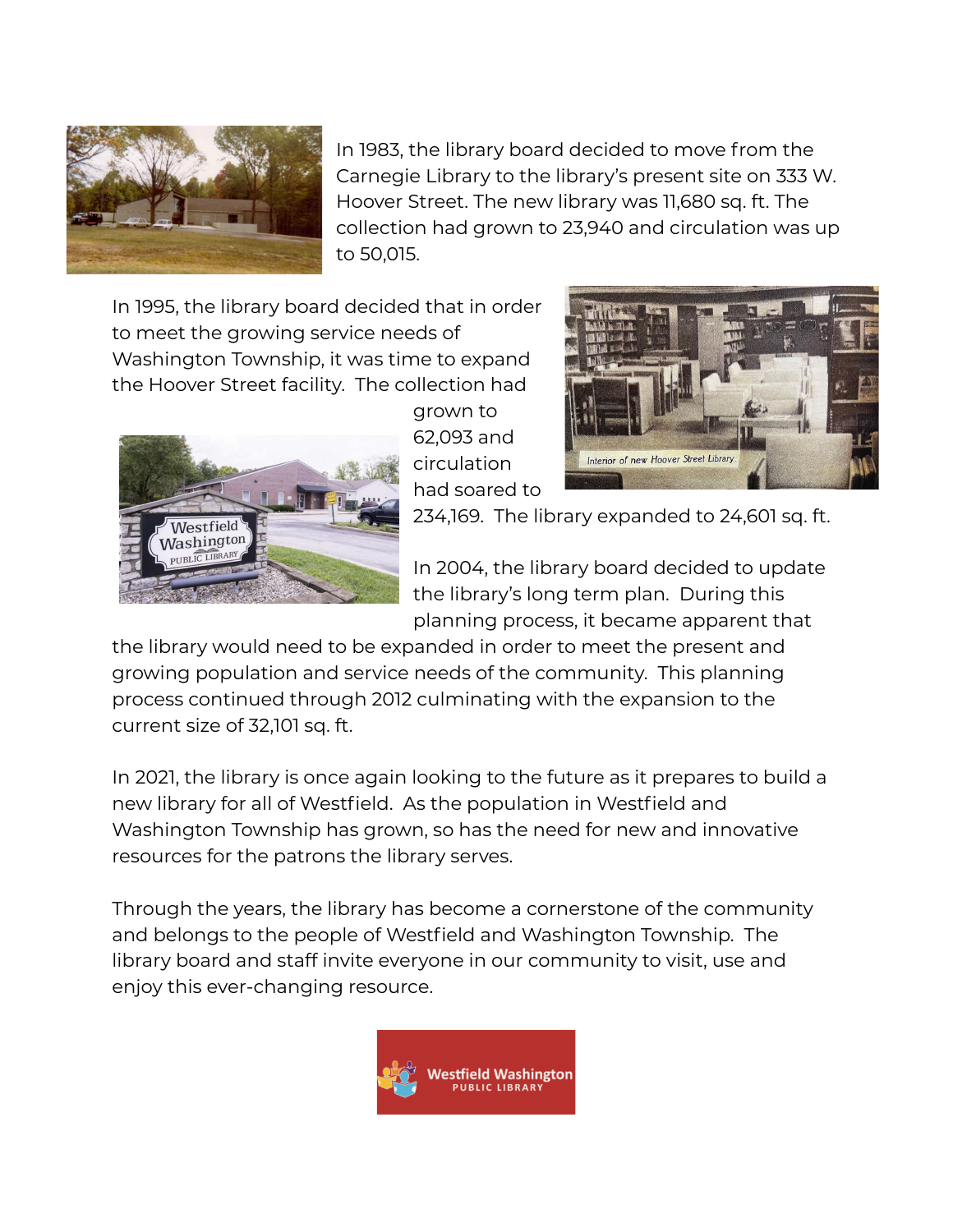In 1983, the library board decided to move from the Carnegie Library to the library's present site on 333 W. Hoover Street. The new library was 11,680 sq. ft. The collection had grown to 23,940 and circulation was up to 50,015.

In 1995, the library board decided that in order to meet the growing service needs of Washington Township, it was time to expand the Hoover Street facility. The collection had grown to 62,093 and circulation had soared to 234,169. The library expanded to 24,601 sq. ft.

Interior of new Hoover Street Library

In 2004, the library board decided to update the library's long term plan. During this planning process, it became apparent that the library would need to be expanded in order to meet the present and growing population and service needs of the community. This planning process continued through 2012 culminating with the expansion to the current size of 32,101 sq. ft.

In 2021, the library is once again looking to the future as it prepares to build a new library for all of Westfield. As the population in Westfield and Washington Township has grown, so has the need for new and innovative resources for the patrons the library serves.

Through the years, the library has become a cornerstone of the community and belongs to the people of Westfield and Washington Township. The library board and staff invite everyone in our community to visit, use and enjoy this ever-changing resource.

Westfield Washington PUBLIC LIBRARY